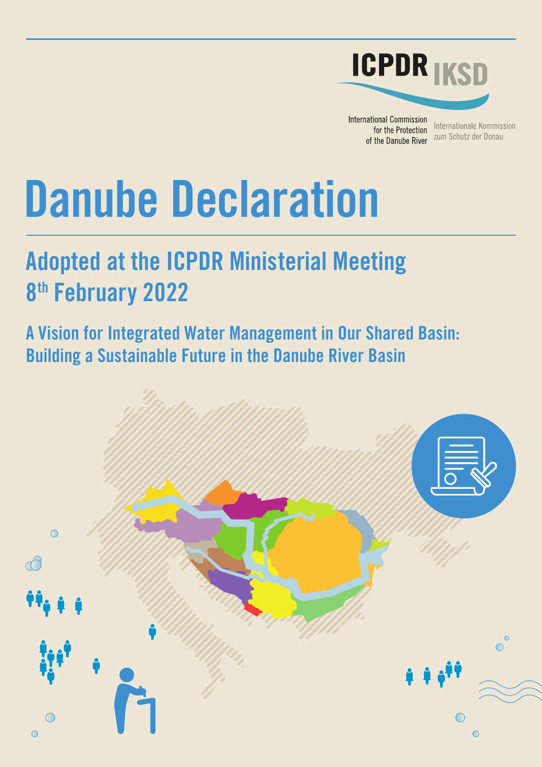ICPDR IKSD

International Commission for the Protection of the Danube River

Internationale Kommission zum Schutz der Donau

# Danube Declaration

## Adopted at the ICPDR Ministerial Meeting 8th February 2022

### A Vision for Integrated Water Management in Our Shared Basin: Building a Sustainable Future in the Danube River Basin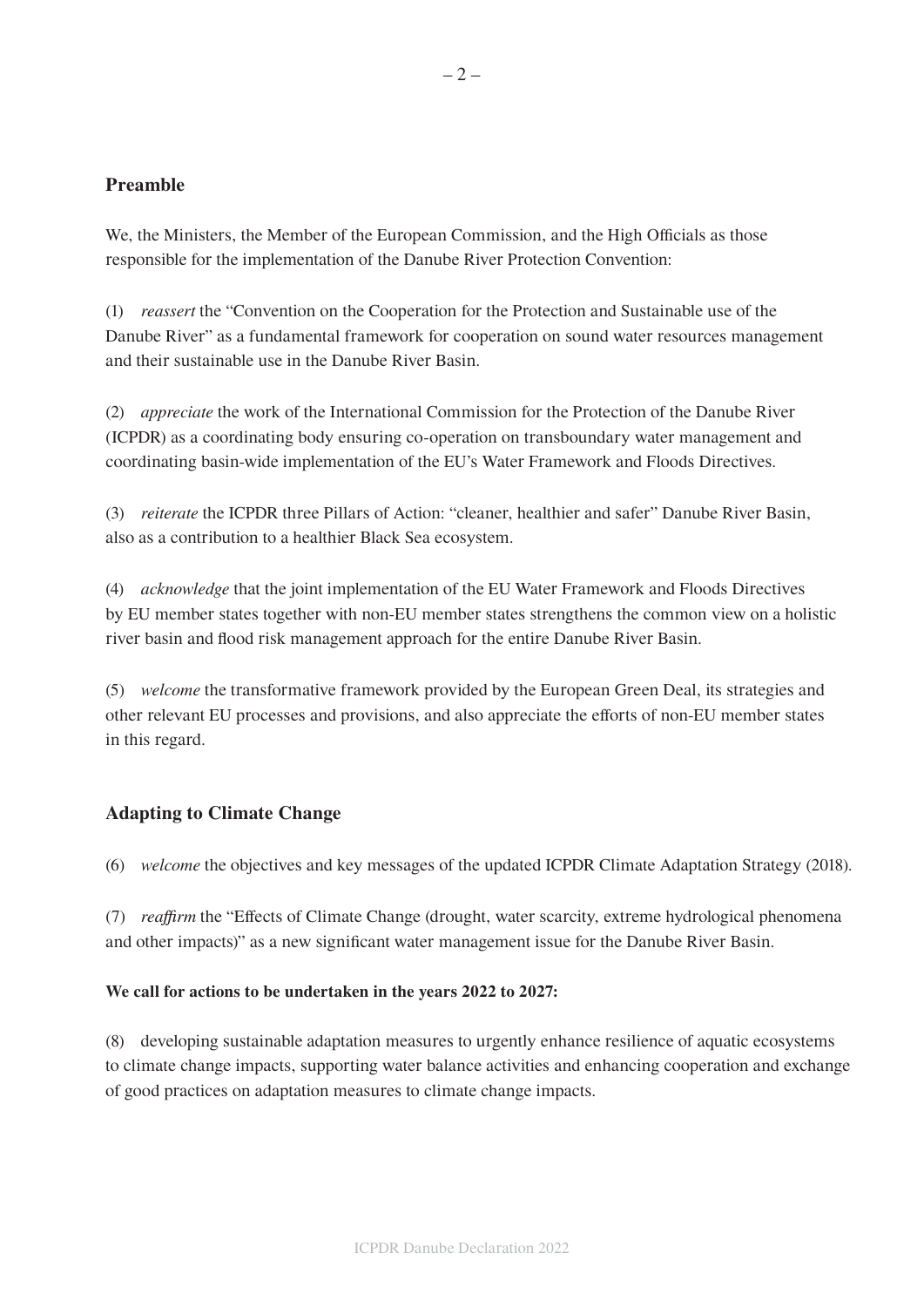## Preamble

We, the Ministers, the Member of the European Commission, and the High Officials as those responsible for the implementation of the Danube River Protection Convention:

(1) *reassert* the "Convention on the Cooperation for the Protection and Sustainable use of the Danube River" as a fundamental framework for cooperation on sound water resources management and their sustainable use in the Danube River Basin.

(2) *appreciate* the work of the International Commission for the Protection of the Danube River (ICPDR) as a coordinating body ensuring co-operation on transboundary water management and coordinating basin-wide implementation of the EU's Water Framework and Floods Directives.

(3) *reiterate* the ICPDR three Pillars of Action: "cleaner, healthier and safer" Danube River Basin, also as a contribution to a healthier Black Sea ecosystem.

(4) *acknowledge* that the joint implementation of the EU Water Framework and Floods Directives by EU member states together with non-EU member states strengthens the common view on a holistic river basin and flood risk management approach for the entire Danube River Basin.

(5) *welcome* the transformative framework provided by the European Green Deal, its strategies and other relevant EU processes and provisions, and also appreciate the efforts of non-EU member states in this regard.

## Adapting to Climate Change

(6) *welcome* the objectives and key messages of the updated ICPDR Climate Adaptation Strategy (2018).

(7) *reaffirm* the "Effects of Climate Change (drought, water scarcity, extreme hydrological phenomena and other impacts)" as a new significant water management issue for the Danube River Basin.

**We call for actions to be undertaken in the years 2022 to 2027:**

(8) developing sustainable adaptation measures to urgently enhance resilience of aquatic ecosystems to climate change impacts, supporting water balance activities and enhancing cooperation and exchange of good practices on adaptation measures to climate change impacts.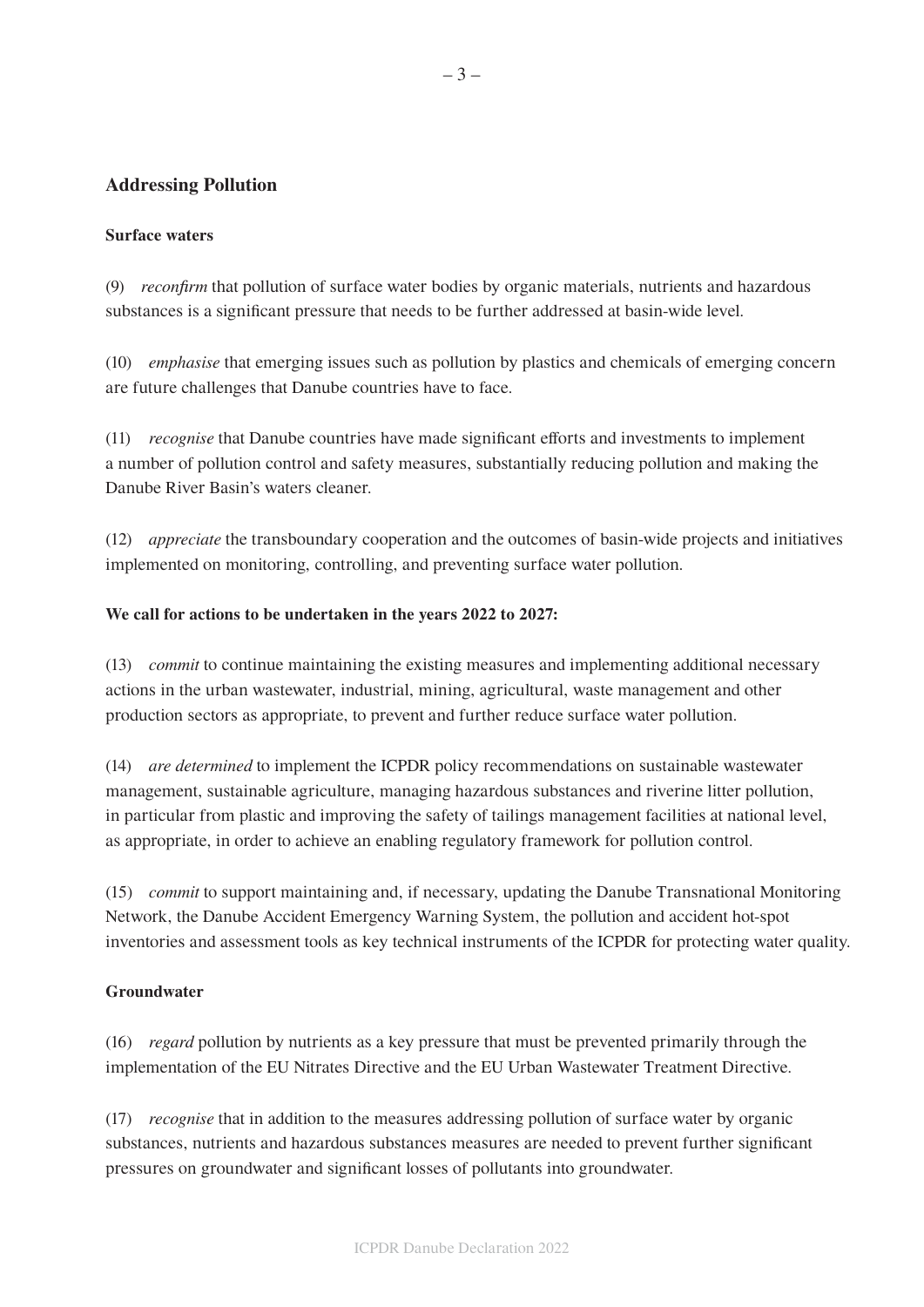## Addressing Pollution

### Surface waters

(9) *reconfirm* that pollution of surface water bodies by organic materials, nutrients and hazardous substances is a significant pressure that needs to be further addressed at basin-wide level.

(10) *emphasise* that emerging issues such as pollution by plastics and chemicals of emerging concern are future challenges that Danube countries have to face.

(11) *recognise* that Danube countries have made significant efforts and investments to implement a number of pollution control and safety measures, substantially reducing pollution and making the Danube River Basin's waters cleaner.

(12) *appreciate* the transboundary cooperation and the outcomes of basin-wide projects and initiatives implemented on monitoring, controlling, and preventing surface water pollution.

**We call for actions to be undertaken in the years 2022 to 2027:**

(13) *commit* to continue maintaining the existing measures and implementing additional necessary actions in the urban wastewater, industrial, mining, agricultural, waste management and other production sectors as appropriate, to prevent and further reduce surface water pollution.

(14) *are determined* to implement the ICPDR policy recommendations on sustainable wastewater management, sustainable agriculture, managing hazardous substances and riverine litter pollution, in particular from plastic and improving the safety of tailings management facilities at national level, as appropriate, in order to achieve an enabling regulatory framework for pollution control.

(15) *commit* to support maintaining and, if necessary, updating the Danube Transnational Monitoring Network, the Danube Accident Emergency Warning System, the pollution and accident hot-spot inventories and assessment tools as key technical instruments of the ICPDR for protecting water quality.

### Groundwater

(16) *regard* pollution by nutrients as a key pressure that must be prevented primarily through the implementation of the EU Nitrates Directive and the EU Urban Wastewater Treatment Directive.

(17) *recognise* that in addition to the measures addressing pollution of surface water by organic substances, nutrients and hazardous substances measures are needed to prevent further significant pressures on groundwater and significant losses of pollutants into groundwater.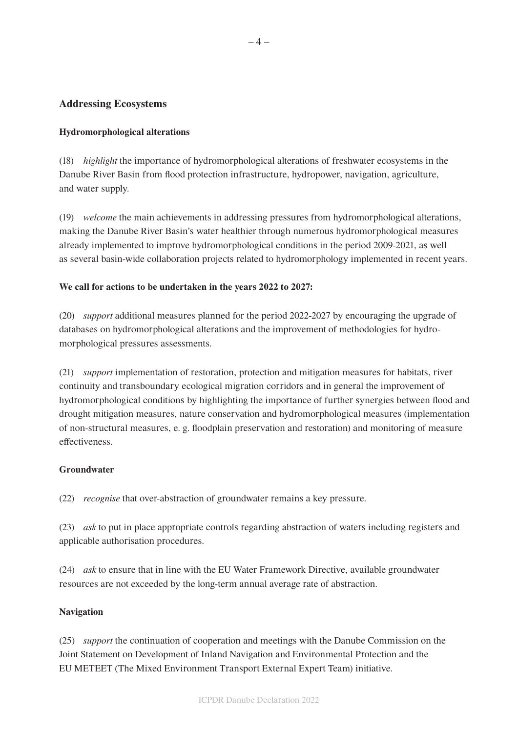## Addressing Ecosystems

### Hydromorphological alterations

(18) *highlight* the importance of hydromorphological alterations of freshwater ecosystems in the Danube River Basin from flood protection infrastructure, hydropower, navigation, agriculture, and water supply.

(19) *welcome* the main achievements in addressing pressures from hydromorphological alterations, making the Danube River Basin's water healthier through numerous hydromorphological measures already implemented to improve hydromorphological conditions in the period 2009-2021, as well as several basin-wide collaboration projects related to hydromorphology implemented in recent years.

**We call for actions to be undertaken in the years 2022 to 2027:**

(20) *support* additional measures planned for the period 2022-2027 by encouraging the upgrade of databases on hydromorphological alterations and the improvement of methodologies for hydromorphological pressures assessments.

(21) *support* implementation of restoration, protection and mitigation measures for habitats, river continuity and transboundary ecological migration corridors and in general the improvement of hydromorphological conditions by highlighting the importance of further synergies between flood and drought mitigation measures, nature conservation and hydromorphological measures (implementation of non-structural measures, e. g. floodplain preservation and restoration) and monitoring of measure effectiveness.

### Groundwater

(22) *recognise* that over-abstraction of groundwater remains a key pressure.

(23) *ask* to put in place appropriate controls regarding abstraction of waters including registers and applicable authorisation procedures.

(24) *ask* to ensure that in line with the EU Water Framework Directive, available groundwater resources are not exceeded by the long-term annual average rate of abstraction.

### Navigation

(25) *support* the continuation of cooperation and meetings with the Danube Commission on the Joint Statement on Development of Inland Navigation and Environmental Protection and the EU METEET (The Mixed Environment Transport External Expert Team) initiative.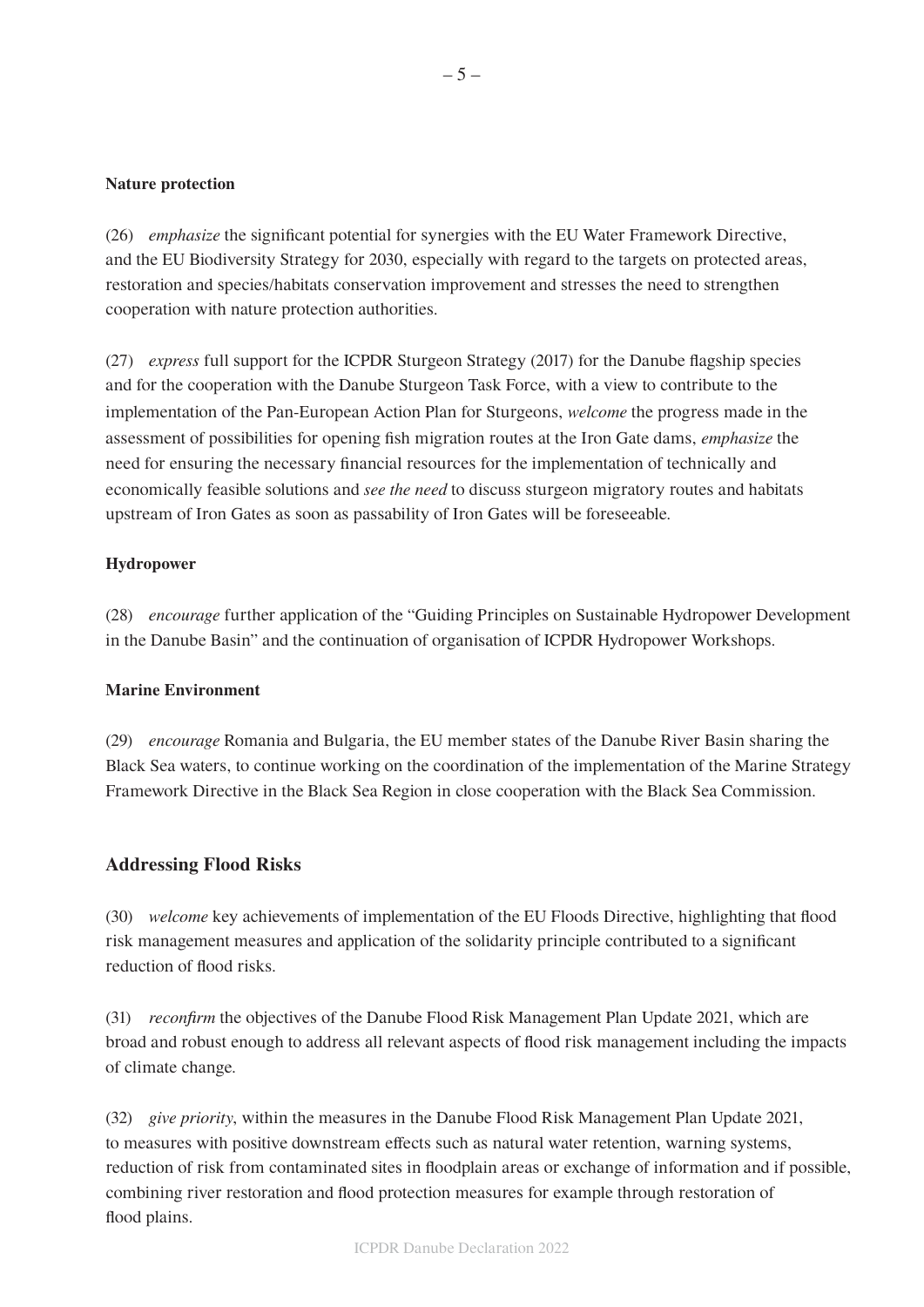**Nature protection**

(26) *emphasize* the significant potential for synergies with the EU Water Framework Directive, and the EU Biodiversity Strategy for 2030, especially with regard to the targets on protected areas, restoration and species/habitats conservation improvement and stresses the need to strengthen cooperation with nature protection authorities.

(27) *express* full support for the ICPDR Sturgeon Strategy (2017) for the Danube flagship species and for the cooperation with the Danube Sturgeon Task Force, with a view to contribute to the implementation of the Pan-European Action Plan for Sturgeons, *welcome* the progress made in the assessment of possibilities for opening fish migration routes at the Iron Gate dams, *emphasize* the need for ensuring the necessary financial resources for the implementation of technically and economically feasible solutions and *see the need* to discuss sturgeon migratory routes and habitats upstream of Iron Gates as soon as passability of Iron Gates will be foreseeable.

**Hydropower**

(28) *encourage* further application of the "Guiding Principles on Sustainable Hydropower Development in the Danube Basin" and the continuation of organisation of ICPDR Hydropower Workshops.

**Marine Environment**

(29) *encourage* Romania and Bulgaria, the EU member states of the Danube River Basin sharing the Black Sea waters, to continue working on the coordination of the implementation of the Marine Strategy Framework Directive in the Black Sea Region in close cooperation with the Black Sea Commission.

## Addressing Flood Risks

(30) *welcome* key achievements of implementation of the EU Floods Directive, highlighting that flood risk management measures and application of the solidarity principle contributed to a significant reduction of flood risks.

(31) *reconfirm* the objectives of the Danube Flood Risk Management Plan Update 2021, which are broad and robust enough to address all relevant aspects of flood risk management including the impacts of climate change.

(32) *give priority*, within the measures in the Danube Flood Risk Management Plan Update 2021, to measures with positive downstream effects such as natural water retention, warning systems, reduction of risk from contaminated sites in floodplain areas or exchange of information and if possible, combining river restoration and flood protection measures for example through restoration of flood plains.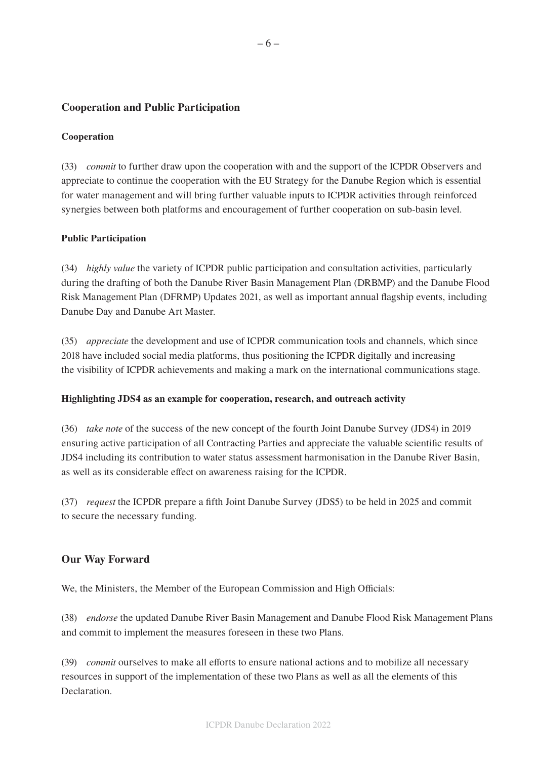## Cooperation and Public Participation

### Cooperation

(33) *commit* to further draw upon the cooperation with and the support of the ICPDR Observers and appreciate to continue the cooperation with the EU Strategy for the Danube Region which is essential for water management and will bring further valuable inputs to ICPDR activities through reinforced synergies between both platforms and encouragement of further cooperation on sub-basin level.

### Public Participation

(34) *highly value* the variety of ICPDR public participation and consultation activities, particularly during the drafting of both the Danube River Basin Management Plan (DRBMP) and the Danube Flood Risk Management Plan (DFRMP) Updates 2021, as well as important annual flagship events, including Danube Day and Danube Art Master.

(35) *appreciate* the development and use of ICPDR communication tools and channels, which since 2018 have included social media platforms, thus positioning the ICPDR digitally and increasing the visibility of ICPDR achievements and making a mark on the international communications stage.

### Highlighting JDS4 as an example for cooperation, research, and outreach activity

(36) *take note* of the success of the new concept of the fourth Joint Danube Survey (JDS4) in 2019 ensuring active participation of all Contracting Parties and appreciate the valuable scientific results of JDS4 including its contribution to water status assessment harmonisation in the Danube River Basin, as well as its considerable effect on awareness raising for the ICPDR.

(37) *request* the ICPDR prepare a fifth Joint Danube Survey (JDS5) to be held in 2025 and commit to secure the necessary funding.

## Our Way Forward

We, the Ministers, the Member of the European Commission and High Officials:

(38) *endorse* the updated Danube River Basin Management and Danube Flood Risk Management Plans and commit to implement the measures foreseen in these two Plans.

(39) *commit* ourselves to make all efforts to ensure national actions and to mobilize all necessary resources in support of the implementation of these two Plans as well as all the elements of this Declaration.